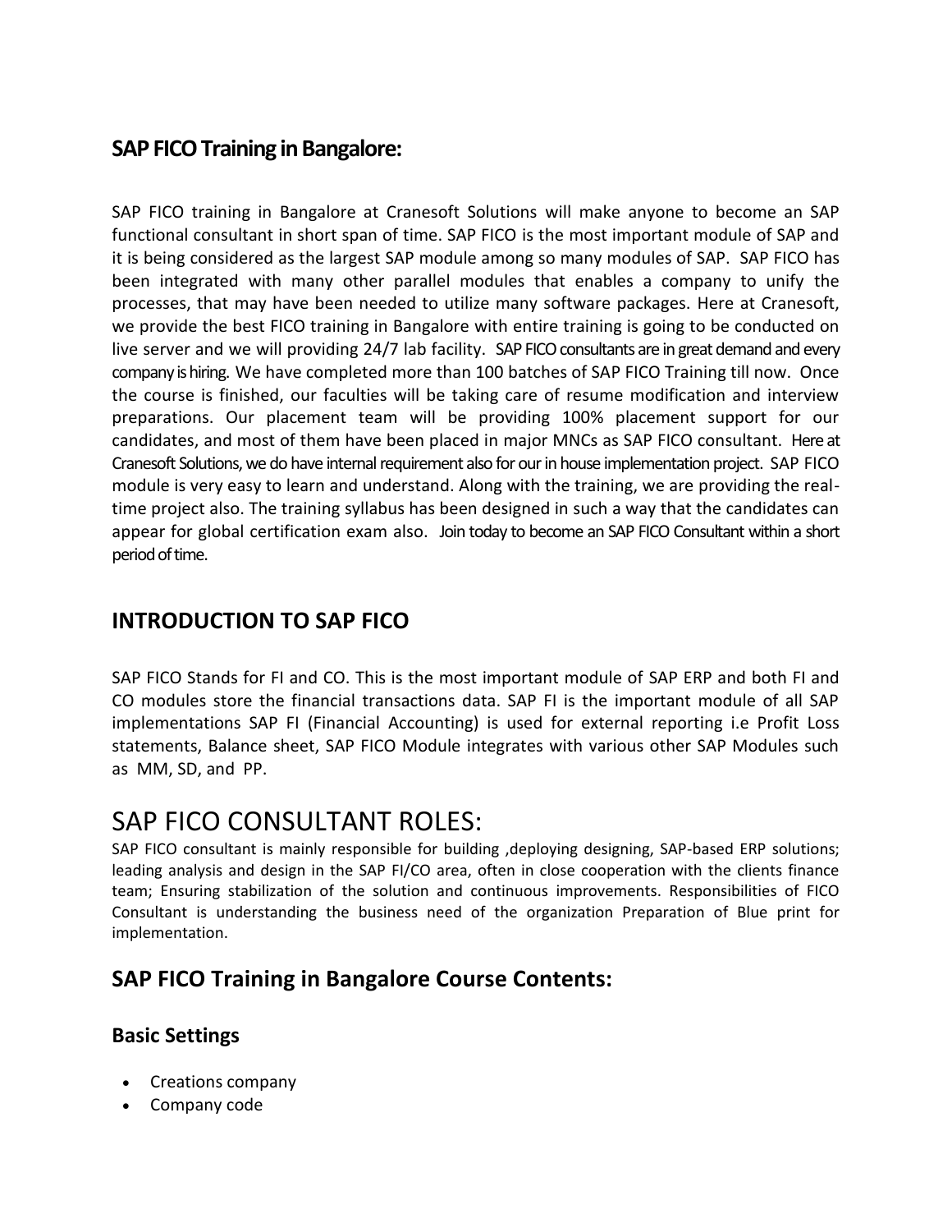## SAP FICO Training in Bangalore:

SAP FICO training in Bangalore at Cranesoft Solutions will make anyone to become an SAP functional consultant in short span of time. SAP FICO is the most important module of SAP and it is being considered as the largest SAP module among so many modules of SAP. SAP FICO has been integrated with many other parallel modules that enables a company to unify the processes, that may have been needed to utilize many software packages. Here at Cranesoft, we provide the best FICO training in Bangalore with entire training is going to be conducted on live server and we will providing 24/7 lab facility. SAP FICO consultants are in great demand and every company is hiring. We have completed more than 100 batches of SAP FICO Training till now. Once the course is finished, our faculties will be taking care of resume modification and interview preparations. Our placement team will be providing 100% placement support for our candidates, and most of them have been placed in major MNCs as SAP FICO consultant. Here at Cranesoft Solutions, we do have internal requirement also for our in house implementation project. SAP FICO module is very easy to learn and understand. Along with the training, we are providing the real-time project also. The training syllabus has been designed in such a way that the candidates can appear for global certification exam also. Join today to become an SAP FICO Consultant within a short period of time.

## INTRODUCTION TO SAP FICO

SAP FICO Stands for FI and CO. This is the most important module of SAP ERP and both FI and CO modules store the financial transactions data. SAP FI is the important module of all SAP implementations SAP FI (Financial Accounting) is used for external reporting i.e Profit Loss statements, Balance sheet, SAP FICO Module integrates with various other SAP Modules such as MM, SD, and PP.

# SAP FICO CONSULTANT ROLES:

SAP FICO consultant is mainly responsible for building ,deploying designing, SAP-based ERP solutions; leading analysis and design in the SAP FI/CO area, often in close cooperation with the clients finance team; Ensuring stabilization of the solution and continuous improvements. Responsibilities of FICO Consultant is understanding the business need of the organization Preparation of Blue print for implementation.

## SAP FICO Training in Bangalore Course Contents:

### Basic Settings

- Creations company
- Company code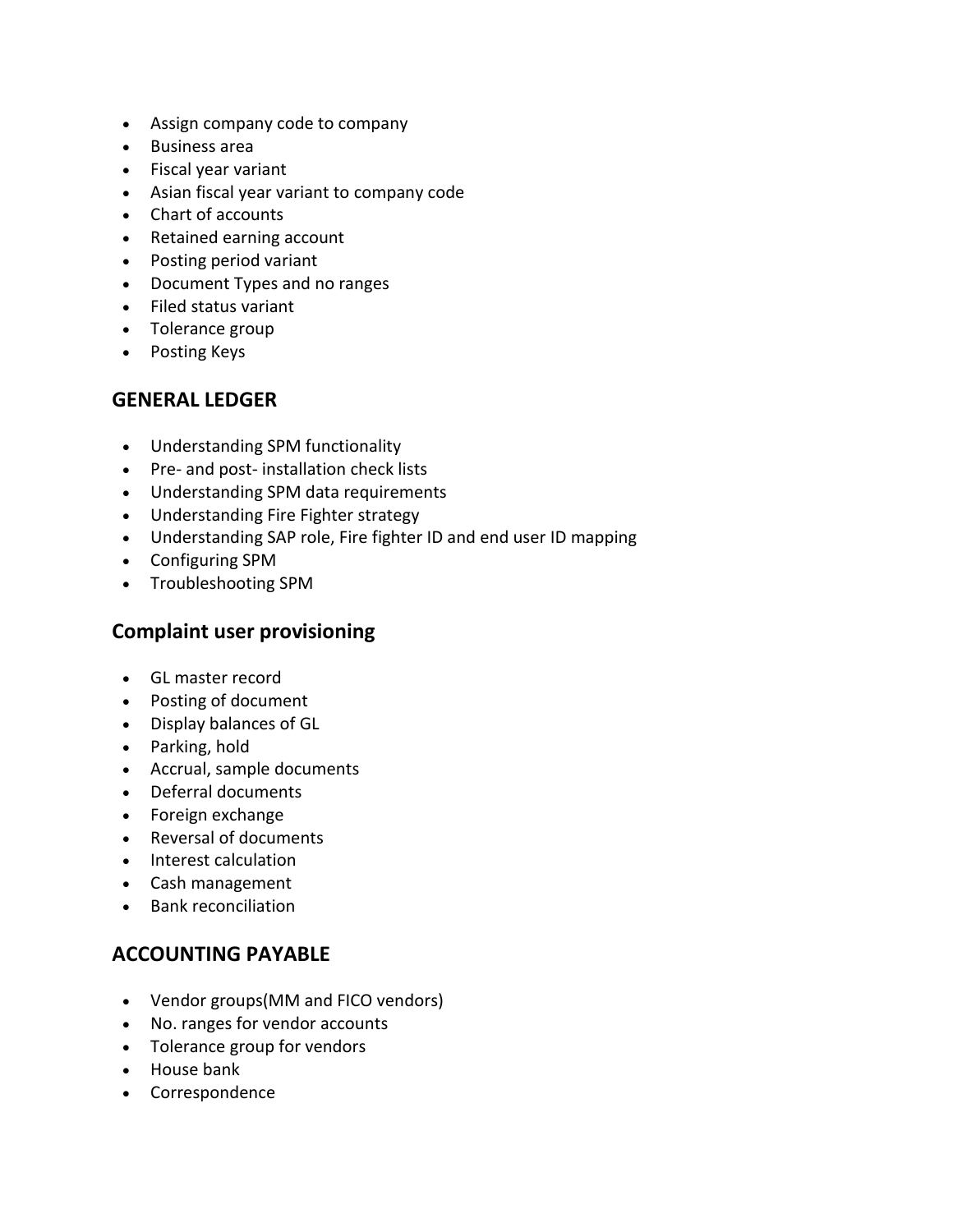- Assign company code to company
- Business area
- Fiscal year variant
- Asian fiscal year variant to company code
- Chart of accounts
- Retained earning account
- Posting period variant
- Document Types and no ranges
- Filed status variant
- Tolerance group
- Posting Keys

## GENERAL LEDGER

- Understanding SPM functionality
- Pre- and post- installation check lists
- Understanding SPM data requirements
- Understanding Fire Fighter strategy
- Understanding SAP role, Fire fighter ID and end user ID mapping
- Configuring SPM
- Troubleshooting SPM

## Complaint user provisioning

- GL master record
- Posting of document
- Display balances of GL
- Parking, hold
- Accrual, sample documents
- Deferral documents
- Foreign exchange
- Reversal of documents
- Interest calculation
- Cash management
- Bank reconciliation

## ACCOUNTING PAYABLE

- Vendor groups(MM and FICO vendors)
- No. ranges for vendor accounts
- Tolerance group for vendors
- House bank
- Correspondence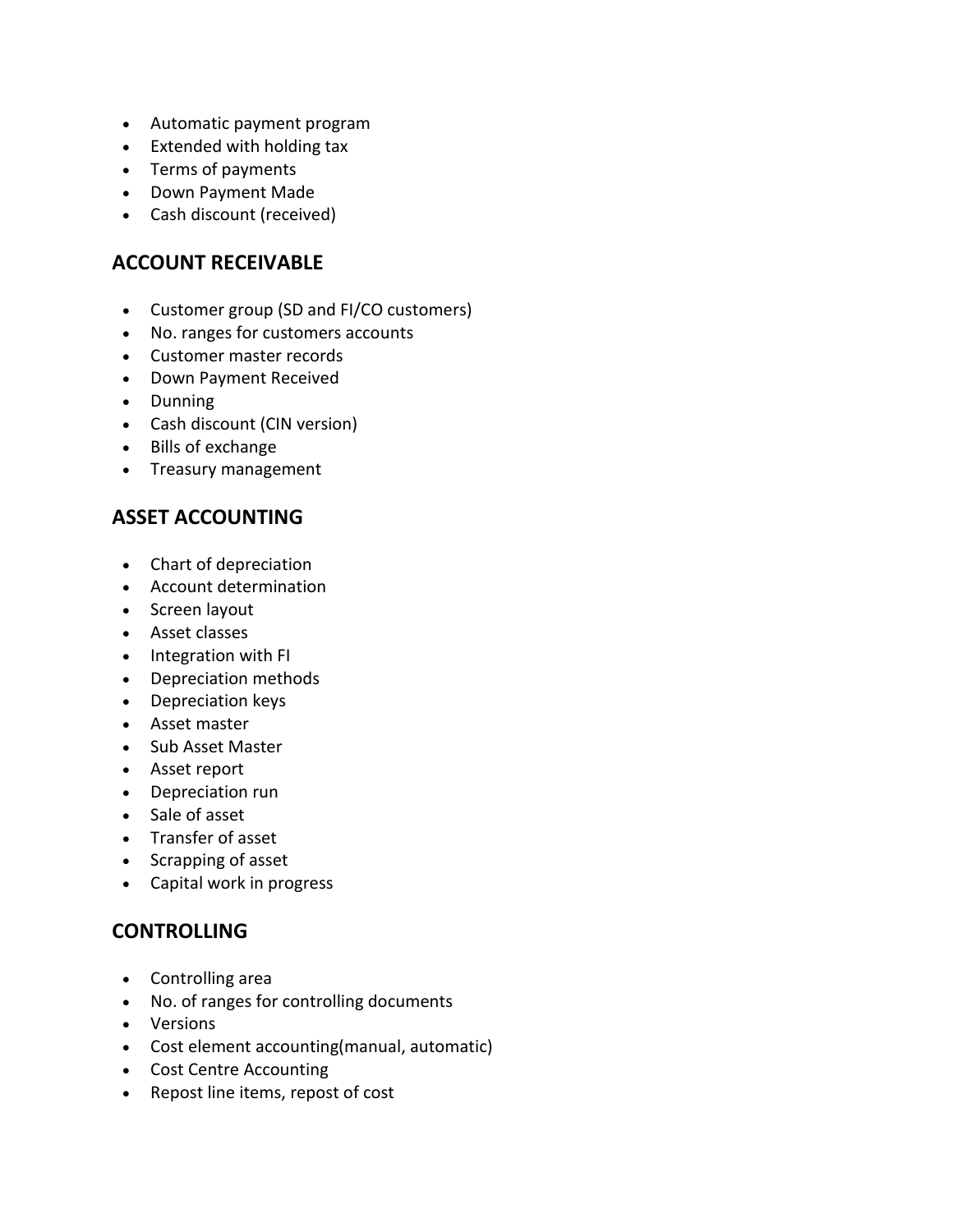- Automatic payment program
- Extended with holding tax
- Terms of payments
- Down Payment Made
- Cash discount (received)

## ACCOUNT RECEIVABLE

- Customer group (SD and FI/CO customers)
- No. ranges for customers accounts
- Customer master records
- Down Payment Received
- Dunning
- Cash discount (CIN version)
- Bills of exchange
- Treasury management

## ASSET ACCOUNTING

- Chart of depreciation
- Account determination
- Screen layout
- Asset classes
- Integration with FI
- Depreciation methods
- Depreciation keys
- Asset master
- Sub Asset Master
- Asset report
- Depreciation run
- Sale of asset
- Transfer of asset
- Scrapping of asset
- Capital work in progress

## CONTROLLING

- Controlling area
- No. of ranges for controlling documents
- Versions
- Cost element accounting(manual, automatic)
- Cost Centre Accounting
- Repost line items, repost of cost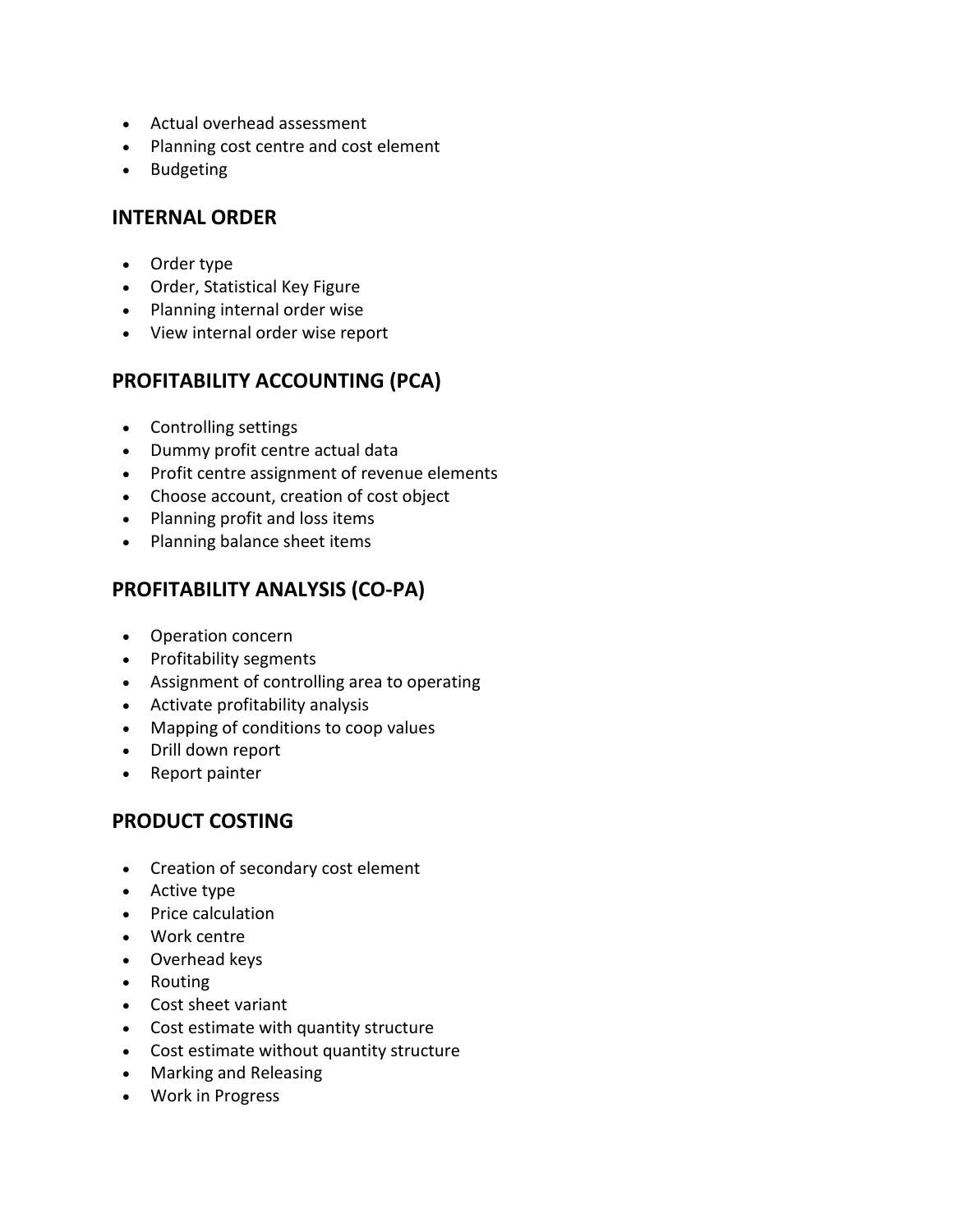- Actual overhead assessment
- Planning cost centre and cost element
- Budgeting

## INTERNAL ORDER

- Order type
- Order, Statistical Key Figure
- Planning internal order wise
- View internal order wise report

## PROFITABILITY ACCOUNTING (PCA)

- Controlling settings
- Dummy profit centre actual data
- Profit centre assignment of revenue elements
- Choose account, creation of cost object
- Planning profit and loss items
- Planning balance sheet items

## PROFITABILITY ANALYSIS (CO-PA)

- Operation concern
- Profitability segments
- Assignment of controlling area to operating
- Activate profitability analysis
- Mapping of conditions to coop values
- Drill down report
- Report painter

## PRODUCT COSTING

- Creation of secondary cost element
- Active type
- Price calculation
- Work centre
- Overhead keys
- Routing
- Cost sheet variant
- Cost estimate with quantity structure
- Cost estimate without quantity structure
- Marking and Releasing
- Work in Progress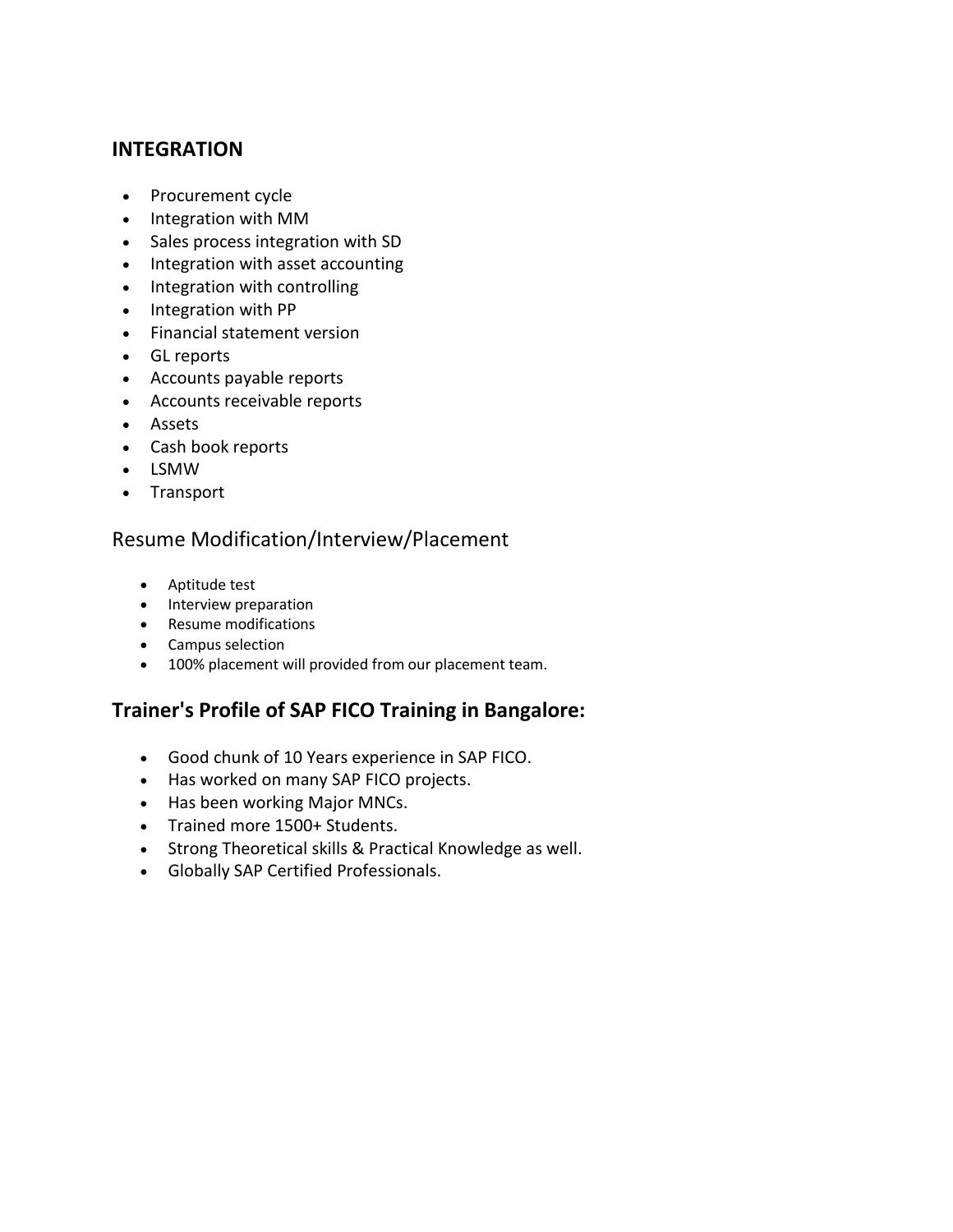## INTEGRATION

- Procurement cycle
- Integration with MM
- Sales process integration with SD
- Integration with asset accounting
- Integration with controlling
- Integration with PP
- Financial statement version
- GL reports
- Accounts payable reports
- Accounts receivable reports
- Assets
- Cash book reports
- LSMW
- Transport

## Resume Modification/Interview/Placement

- Aptitude test
- Interview preparation
- Resume modifications
- Campus selection
- 100% placement will provided from our placement team.

## Trainer's Profile of SAP FICO Training in Bangalore:

- Good chunk of 10 Years experience in SAP FICO.
- Has worked on many SAP FICO projects.
- Has been working Major MNCs.
- Trained more 1500+ Students.
- Strong Theoretical skills & Practical Knowledge as well.
- Globally SAP Certified Professionals.